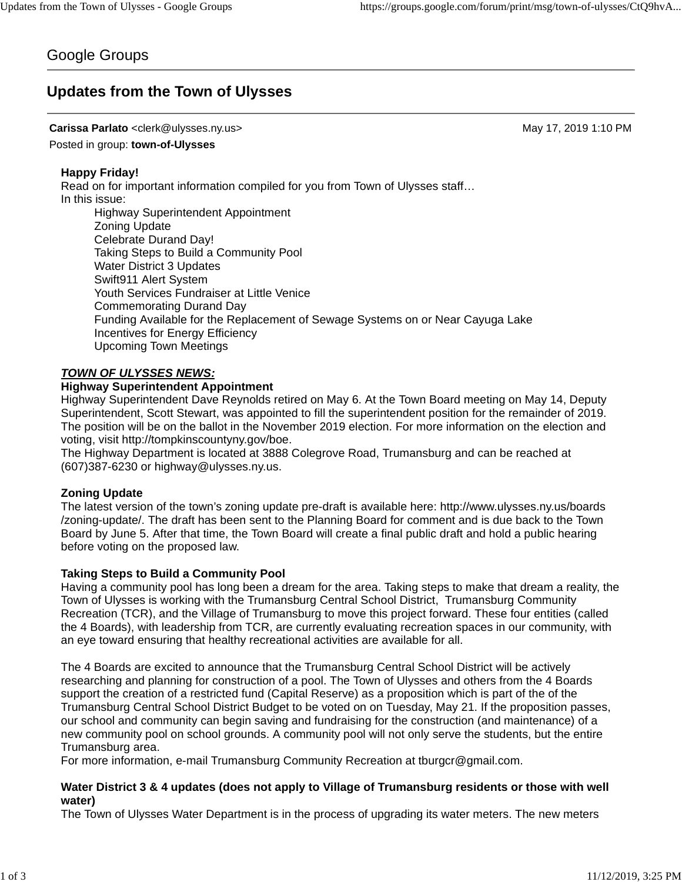Google Groups

# Updates from the Town of Ulysses

**Carissa Parlato** <clerk@ulysses.ny.us> May 17, 2019 1:10 PM

Posted in group: **town-of-Ulysses**

**Happy Friday!**

Read on for important information compiled for you from Town of Ulysses staff…

In this issue:

- Highway Superintendent Appointment
- Zoning Update
- Celebrate Durand Day!
- Taking Steps to Build a Community Pool
- Water District 3 Updates
- Swift911 Alert System
- Youth Services Fundraiser at Little Venice
- Commemorating Durand Day
- Funding Available for the Replacement of Sewage Systems on or Near Cayuga Lake
- Incentives for Energy Efficiency
- Upcoming Town Meetings

***TOWN OF ULYSSES NEWS:***

**Highway Superintendent Appointment**

Highway Superintendent Dave Reynolds retired on May 6. At the Town Board meeting on May 14, Deputy Superintendent, Scott Stewart, was appointed to fill the superintendent position for the remainder of 2019. The position will be on the ballot in the November 2019 election. For more information on the election and voting, visit http://tompkinscountyny.gov/boe.

The Highway Department is located at 3888 Colegrove Road, Trumansburg and can be reached at (607)387-6230 or highway@ulysses.ny.us.

**Zoning Update**

The latest version of the town's zoning update pre-draft is available here: http://www.ulysses.ny.us/boards/zoning-update/. The draft has been sent to the Planning Board for comment and is due back to the Town Board by June 5. After that time, the Town Board will create a final public draft and hold a public hearing before voting on the proposed law.

**Taking Steps to Build a Community Pool**

Having a community pool has long been a dream for the area. Taking steps to make that dream a reality, the Town of Ulysses is working with the Trumansburg Central School District, Trumansburg Community Recreation (TCR), and the Village of Trumansburg to move this project forward. These four entities (called the 4 Boards), with leadership from TCR, are currently evaluating recreation spaces in our community, with an eye toward ensuring that healthy recreational activities are available for all.

The 4 Boards are excited to announce that the Trumansburg Central School District will be actively researching and planning for construction of a pool. The Town of Ulysses and others from the 4 Boards support the creation of a restricted fund (Capital Reserve) as a proposition which is part of the of the Trumansburg Central School District Budget to be voted on on Tuesday, May 21. If the proposition passes, our school and community can begin saving and fundraising for the construction (and maintenance) of a new community pool on school grounds. A community pool will not only serve the students, but the entire Trumansburg area.

For more information, e-mail Trumansburg Community Recreation at tburgcr@gmail.com.

**Water District 3 & 4 updates (does not apply to Village of Trumansburg residents or those with well water)**

The Town of Ulysses Water Department is in the process of upgrading its water meters. The new meters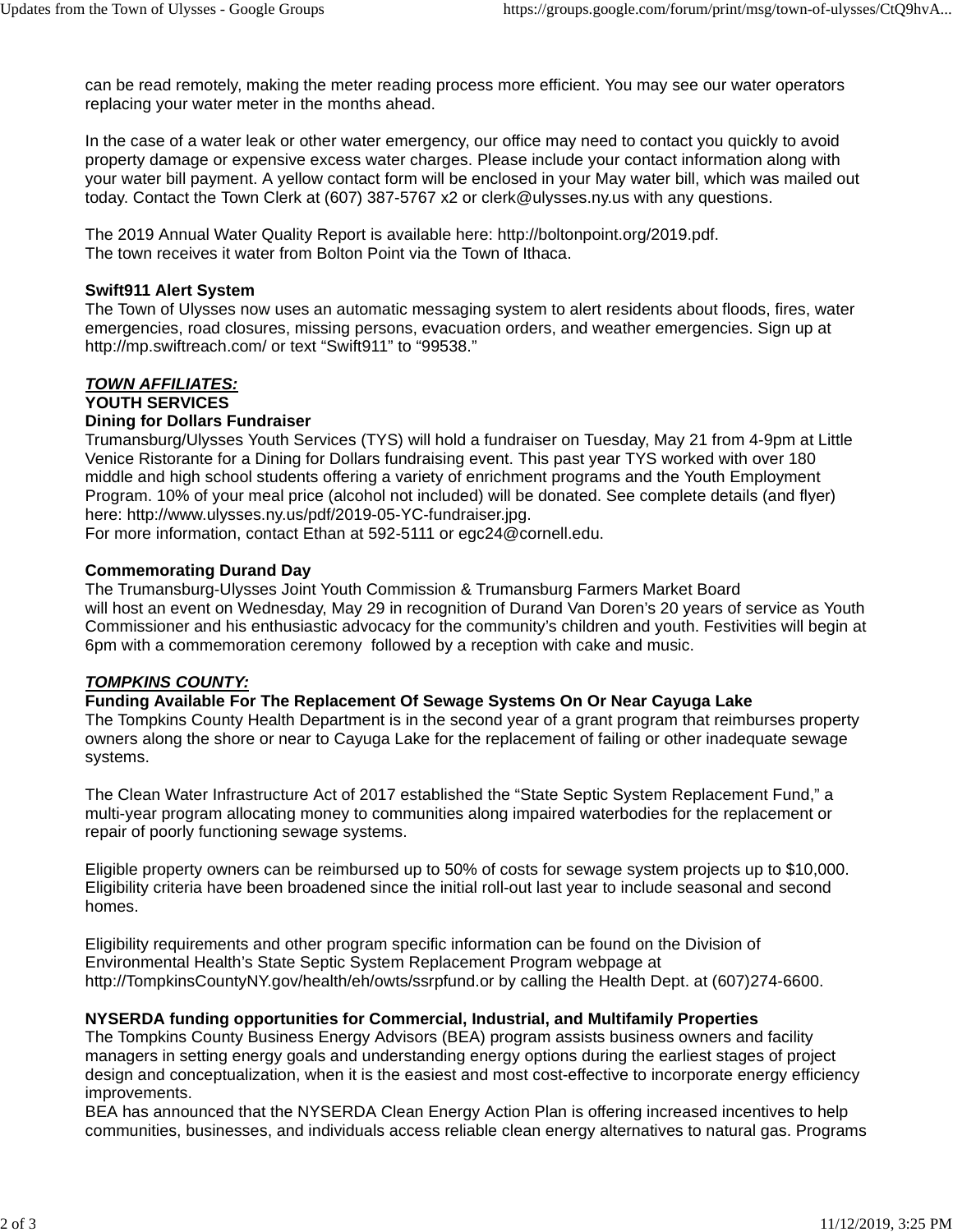can be read remotely, making the meter reading process more efficient. You may see our water operators replacing your water meter in the months ahead.

In the case of a water leak or other water emergency, our office may need to contact you quickly to avoid property damage or expensive excess water charges. Please include your contact information along with your water bill payment. A yellow contact form will be enclosed in your May water bill, which was mailed out today. Contact the Town Clerk at (607) 387-5767 x2 or clerk@ulysses.ny.us with any questions.

The 2019 Annual Water Quality Report is available here: http://boltonpoint.org/2019.pdf.
The town receives it water from Bolton Point via the Town of Ithaca.

**Swift911 Alert System**
The Town of Ulysses now uses an automatic messaging system to alert residents about floods, fires, water emergencies, road closures, missing persons, evacuation orders, and weather emergencies. Sign up at http://mp.swiftreach.com/ or text "Swift911" to "99538."

***TOWN AFFILIATES:***
**YOUTH SERVICES**
**Dining for Dollars Fundraiser**
Trumansburg/Ulysses Youth Services (TYS) will hold a fundraiser on Tuesday, May 21 from 4-9pm at Little Venice Ristorante for a Dining for Dollars fundraising event. This past year TYS worked with over 180 middle and high school students offering a variety of enrichment programs and the Youth Employment Program. 10% of your meal price (alcohol not included) will be donated. See complete details (and flyer) here: http://www.ulysses.ny.us/pdf/2019-05-YC-fundraiser.jpg.
For more information, contact Ethan at 592-5111 or egc24@cornell.edu.

**Commemorating Durand Day**
The Trumansburg-Ulysses Joint Youth Commission & Trumansburg Farmers Market Board will host an event on Wednesday, May 29 in recognition of Durand Van Doren's 20 years of service as Youth Commissioner and his enthusiastic advocacy for the community's children and youth. Festivities will begin at 6pm with a commemoration ceremony followed by a reception with cake and music.

***TOMPKINS COUNTY:***
**Funding Available For The Replacement Of Sewage Systems On Or Near Cayuga Lake**
The Tompkins County Health Department is in the second year of a grant program that reimburses property owners along the shore or near to Cayuga Lake for the replacement of failing or other inadequate sewage systems.

The Clean Water Infrastructure Act of 2017 established the "State Septic System Replacement Fund," a multi-year program allocating money to communities along impaired waterbodies for the replacement or repair of poorly functioning sewage systems.

Eligible property owners can be reimbursed up to 50% of costs for sewage system projects up to $10,000. Eligibility criteria have been broadened since the initial roll-out last year to include seasonal and second homes.

Eligibility requirements and other program specific information can be found on the Division of Environmental Health's State Septic System Replacement Program webpage at http://TompkinsCountyNY.gov/health/eh/owts/ssrpfund.or by calling the Health Dept. at (607)274-6600.

**NYSERDA funding opportunities for Commercial, Industrial, and Multifamily Properties**
The Tompkins County Business Energy Advisors (BEA) program assists business owners and facility managers in setting energy goals and understanding energy options during the earliest stages of project design and conceptualization, when it is the easiest and most cost-effective to incorporate energy efficiency improvements.
BEA has announced that the NYSERDA Clean Energy Action Plan is offering increased incentives to help communities, businesses, and individuals access reliable clean energy alternatives to natural gas. Programs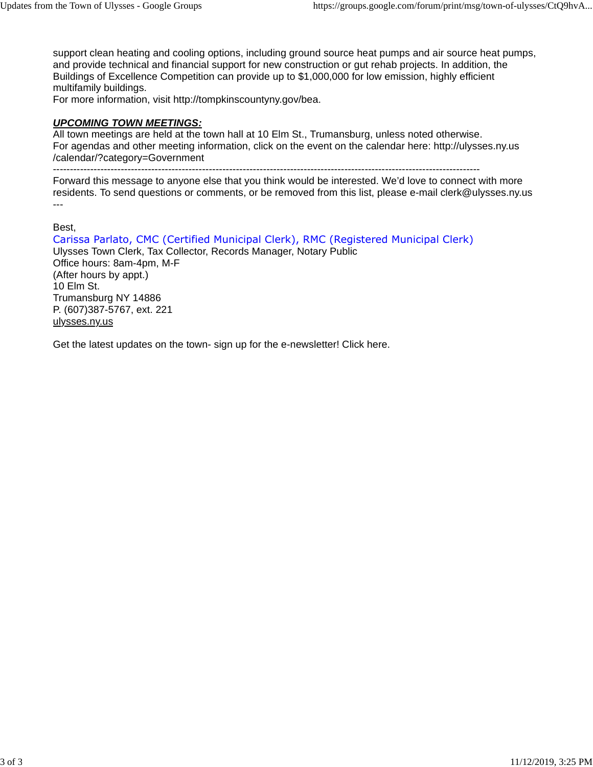support clean heating and cooling options, including ground source heat pumps and air source heat pumps, and provide technical and financial support for new construction or gut rehab projects. In addition, the Buildings of Excellence Competition can provide up to $1,000,000 for low emission, highly efficient multifamily buildings.
For more information, visit http://tompkinscountyny.gov/bea.

***UPCOMING TOWN MEETINGS:***
All town meetings are held at the town hall at 10 Elm St., Trumansburg, unless noted otherwise.
For agendas and other meeting information, click on the event on the calendar here: http://ulysses.ny.us/calendar/?category=Government

---

Forward this message to anyone else that you think would be interested. We'd love to connect with more residents. To send questions or comments, or be removed from this list, please e-mail clerk@ulysses.ny.us
---

Best,
Carissa Parlato, CMC (Certified Municipal Clerk), RMC (Registered Municipal Clerk)
Ulysses Town Clerk, Tax Collector, Records Manager, Notary Public
Office hours: 8am-4pm, M-F
(After hours by appt.)
10 Elm St.
Trumansburg NY 14886
P. (607)387-5767, ext. 221
ulysses.ny.us

Get the latest updates on the town- sign up for the e-newsletter! Click here.